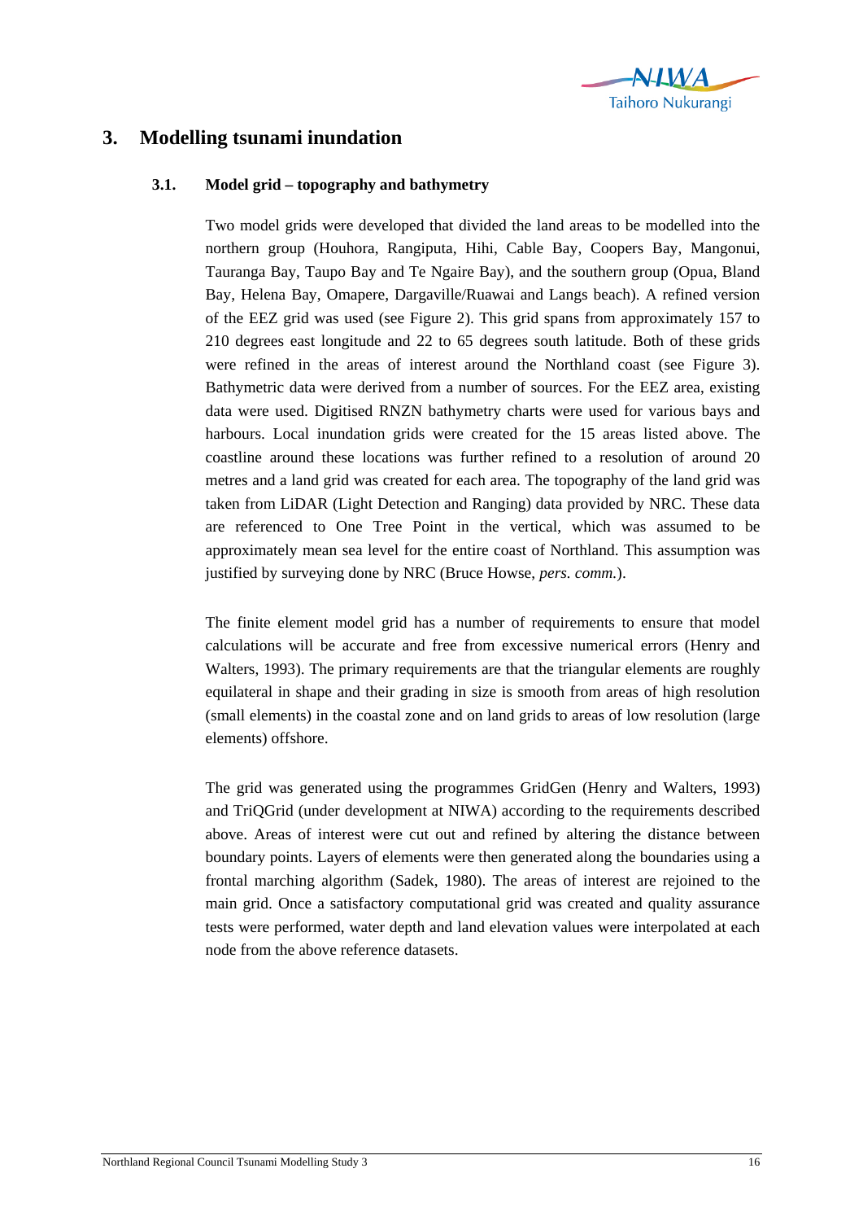# 3. Modelling tsunami inundation

## 3.1. Model grid – topography and bathymetry

Two model grids were developed that divided the land areas to be modelled into the northern group (Houhora, Rangiputa, Hihi, Cable Bay, Coopers Bay, Mangonui, Tauranga Bay, Taupo Bay and Te Ngaire Bay), and the southern group (Opua, Bland Bay, Helena Bay, Omapere, Dargaville/Ruawai and Langs beach). A refined version of the EEZ grid was used (see Figure 2). This grid spans from approximately 157 to 210 degrees east longitude and 22 to 65 degrees south latitude. Both of these grids were refined in the areas of interest around the Northland coast (see Figure 3). Bathymetric data were derived from a number of sources. For the EEZ area, existing data were used. Digitised RNZN bathymetry charts were used for various bays and harbours. Local inundation grids were created for the 15 areas listed above. The coastline around these locations was further refined to a resolution of around 20 metres and a land grid was created for each area. The topography of the land grid was taken from LiDAR (Light Detection and Ranging) data provided by NRC. These data are referenced to One Tree Point in the vertical, which was assumed to be approximately mean sea level for the entire coast of Northland. This assumption was justified by surveying done by NRC (Bruce Howse, *pers. comm.*).

The finite element model grid has a number of requirements to ensure that model calculations will be accurate and free from excessive numerical errors (Henry and Walters, 1993). The primary requirements are that the triangular elements are roughly equilateral in shape and their grading in size is smooth from areas of high resolution (small elements) in the coastal zone and on land grids to areas of low resolution (large elements) offshore.

The grid was generated using the programmes GridGen (Henry and Walters, 1993) and TriQGrid (under development at NIWA) according to the requirements described above. Areas of interest were cut out and refined by altering the distance between boundary points. Layers of elements were then generated along the boundaries using a frontal marching algorithm (Sadek, 1980). The areas of interest are rejoined to the main grid. Once a satisfactory computational grid was created and quality assurance tests were performed, water depth and land elevation values were interpolated at each node from the above reference datasets.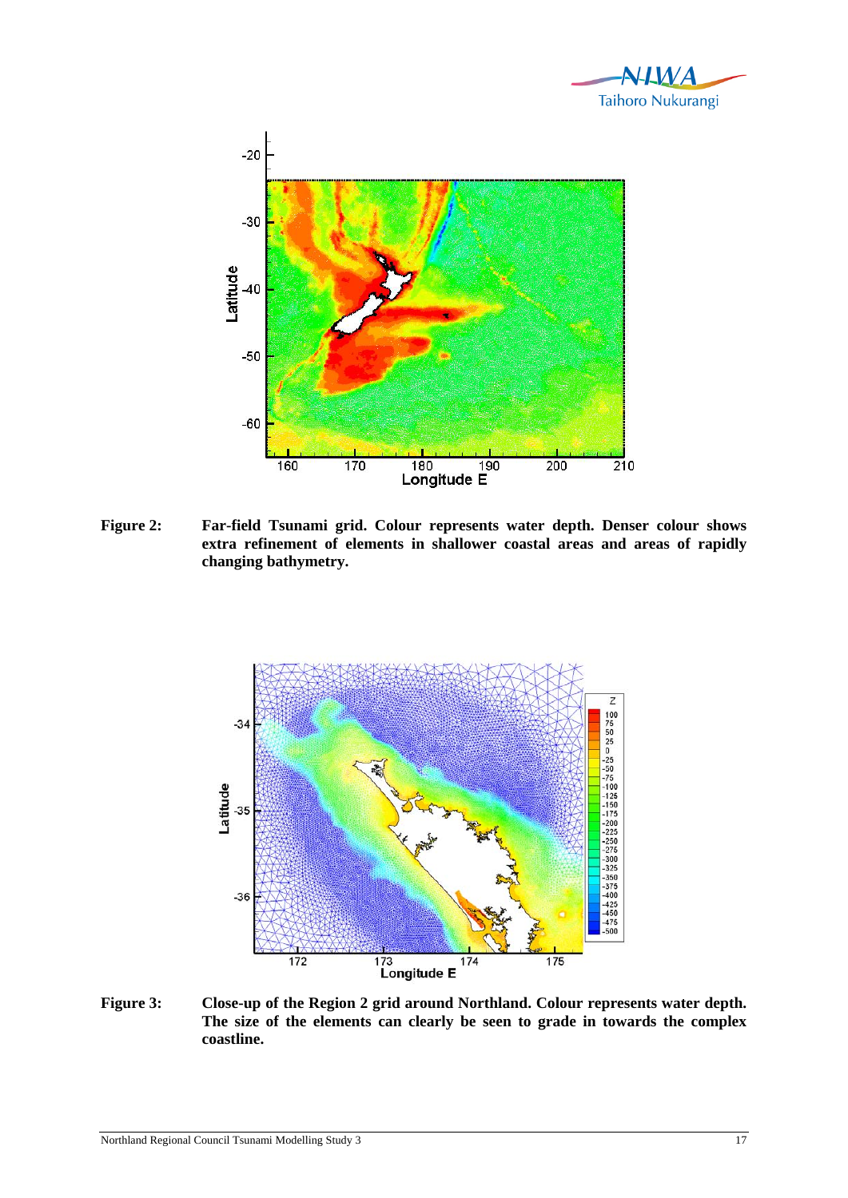**Figure 2:** Far-field Tsunami grid. Colour represents water depth. Denser colour shows extra refinement of elements in shallower coastal areas and areas of rapidly changing bathymetry.

**Figure 3:** Close-up of the Region 2 grid around Northland. Colour represents water depth. The size of the elements can clearly be seen to grade in towards the complex coastline.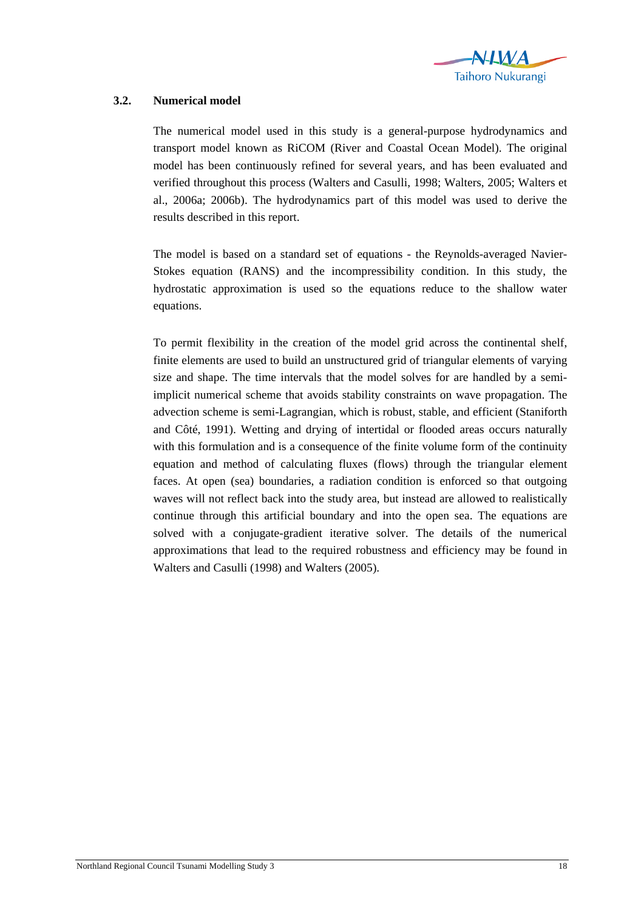### 3.2. Numerical model

The numerical model used in this study is a general-purpose hydrodynamics and transport model known as RiCOM (River and Coastal Ocean Model). The original model has been continuously refined for several years, and has been evaluated and verified throughout this process (Walters and Casulli, 1998; Walters, 2005; Walters et al., 2006a; 2006b). The hydrodynamics part of this model was used to derive the results described in this report.

The model is based on a standard set of equations - the Reynolds-averaged Navier-Stokes equation (RANS) and the incompressibility condition. In this study, the hydrostatic approximation is used so the equations reduce to the shallow water equations.

To permit flexibility in the creation of the model grid across the continental shelf, finite elements are used to build an unstructured grid of triangular elements of varying size and shape. The time intervals that the model solves for are handled by a semi-implicit numerical scheme that avoids stability constraints on wave propagation. The advection scheme is semi-Lagrangian, which is robust, stable, and efficient (Staniforth and Côté, 1991). Wetting and drying of intertidal or flooded areas occurs naturally with this formulation and is a consequence of the finite volume form of the continuity equation and method of calculating fluxes (flows) through the triangular element faces. At open (sea) boundaries, a radiation condition is enforced so that outgoing waves will not reflect back into the study area, but instead are allowed to realistically continue through this artificial boundary and into the open sea. The equations are solved with a conjugate-gradient iterative solver. The details of the numerical approximations that lead to the required robustness and efficiency may be found in Walters and Casulli (1998) and Walters (2005).